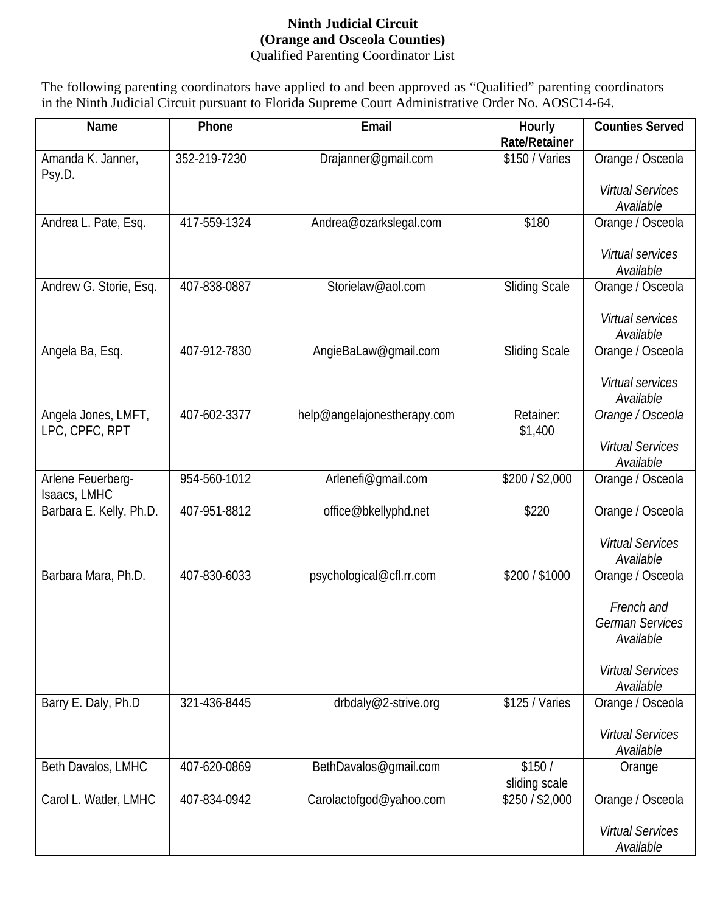**Ninth Judicial Circuit**
**(Orange and Osceola Counties)**
Qualified Parenting Coordinator List

The following parenting coordinators have applied to and been approved as "Qualified" parenting coordinators in the Ninth Judicial Circuit pursuant to Florida Supreme Court Administrative Order No. AOSC14-64.

| Name | Phone | Email | Hourly Rate/Retainer | Counties Served |
|---|---|---|---|---|
| Amanda K. Janner, Psy.D. | 352-219-7230 | Drajanner@gmail.com | $150 / Varies | Orange / Osceola<br><br>*Virtual Services Available* |
| Andrea L. Pate, Esq. | 417-559-1324 | Andrea@ozarkslegal.com | $180 | Orange / Osceola<br><br>*Virtual services Available* |
| Andrew G. Storie, Esq. | 407-838-0887 | Storielaw@aol.com | Sliding Scale | Orange / Osceola<br><br>*Virtual services Available* |
| Angela Ba, Esq. | 407-912-7830 | AngieBaLaw@gmail.com | Sliding Scale | Orange / Osceola<br><br>*Virtual services Available* |
| Angela Jones, LMFT, LPC, CPFC, RPT | 407-602-3377 | help@angelajonestherapy.com | Retainer: $1,400 | *Orange / Osceola*<br><br>*Virtual Services Available* |
| Arlene Feuerberg-Isaacs, LMHC | 954-560-1012 | Arlenefi@gmail.com | $200 / $2,000 | Orange / Osceola |
| Barbara E. Kelly, Ph.D. | 407-951-8812 | office@bkellyphd.net | $220 | Orange / Osceola<br><br>*Virtual Services Available* |
| Barbara Mara, Ph.D. | 407-830-6033 | psychological@cfl.rr.com | $200 / $1000 | Orange / Osceola<br><br>*French and German Services Available*<br><br>*Virtual Services Available* |
| Barry E. Daly, Ph.D | 321-436-8445 | drbdaly@2-strive.org | $125 / Varies | Orange / Osceola<br><br>*Virtual Services Available* |
| Beth Davalos, LMHC | 407-620-0869 | BethDavalos@gmail.com | $150 / sliding scale | Orange |
| Carol L. Watler, LMHC | 407-834-0942 | Carolactofgod@yahoo.com | $250 / $2,000 | Orange / Osceola<br><br>*Virtual Services Available* |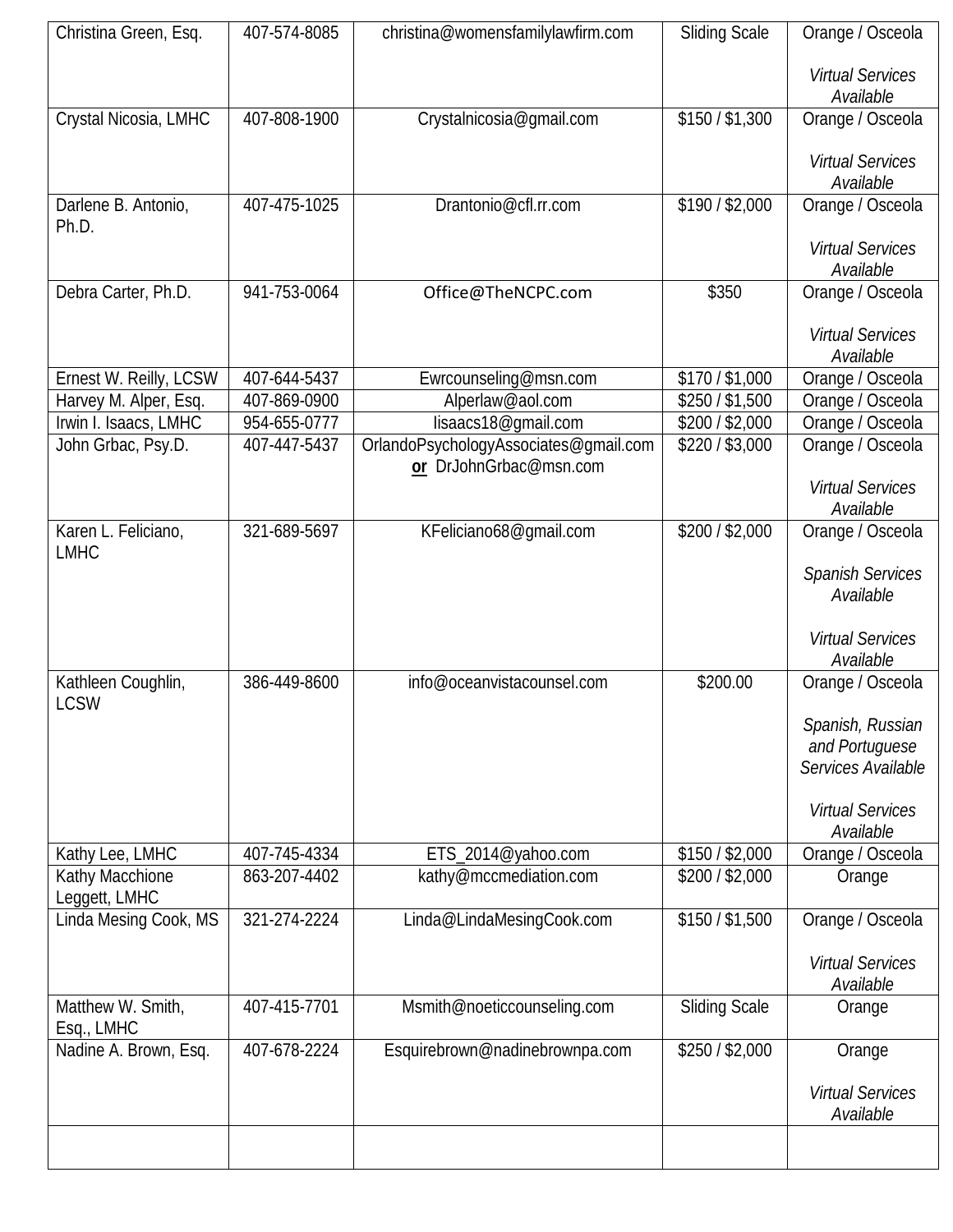| | | | | |
|---|---|---|---|---|
| Christina Green, Esq. | 407-574-8085 | christina@womensfamilylawfirm.com | Sliding Scale | Orange / Osceola<br><br>*Virtual Services Available* |
| Crystal Nicosia, LMHC | 407-808-1900 | Crystalnicosia@gmail.com | $150 / $1,300 | Orange / Osceola<br><br>*Virtual Services Available* |
| Darlene B. Antonio, Ph.D. | 407-475-1025 | Drantonio@cfl.rr.com | $190 / $2,000 | Orange / Osceola<br><br>*Virtual Services Available* |
| Debra Carter, Ph.D. | 941-753-0064 | Office@TheNCPC.com | $350 | Orange / Osceola<br><br>*Virtual Services Available* |
| Ernest W. Reilly, LCSW | 407-644-5437 | Ewrcounseling@msn.com | $170 / $1,000 | Orange / Osceola |
| Harvey M. Alper, Esq. | 407-869-0900 | Alperlaw@aol.com | $250 / $1,500 | Orange / Osceola |
| Irwin I. Isaacs, LMHC | 954-655-0777 | Iisaacs18@gmail.com | $200 / $2,000 | Orange / Osceola |
| John Grbac, Psy.D. | 407-447-5437 | OrlandoPsychologyAssociates@gmail.com **or** DrJohnGrbac@msn.com | $220 / $3,000 | Orange / Osceola<br><br>*Virtual Services Available* |
| Karen L. Feliciano, LMHC | 321-689-5697 | KFeliciano68@gmail.com | $200 / $2,000 | Orange / Osceola<br><br>*Spanish Services Available*<br><br>*Virtual Services Available* |
| Kathleen Coughlin, LCSW | 386-449-8600 | info@oceanvistacounsel.com | $200.00 | Orange / Osceola<br><br>*Spanish, Russian and Portuguese Services Available*<br><br>*Virtual Services Available* |
| Kathy Lee, LMHC | 407-745-4334 | ETS_2014@yahoo.com | $150 / $2,000 | Orange / Osceola |
| Kathy Macchione Leggett, LMHC | 863-207-4402 | kathy@mccmediation.com | $200 / $2,000 | Orange |
| Linda Mesing Cook, MS | 321-274-2224 | Linda@LindaMesingCook.com | $150 / $1,500 | Orange / Osceola<br><br>*Virtual Services Available* |
| Matthew W. Smith, Esq., LMHC | 407-415-7701 | Msmith@noeticcounseling.com | Sliding Scale | Orange |
| Nadine A. Brown, Esq. | 407-678-2224 | Esquirebrown@nadinebrownpa.com | $250 / $2,000 | Orange<br><br>*Virtual Services Available* |
| | | | | |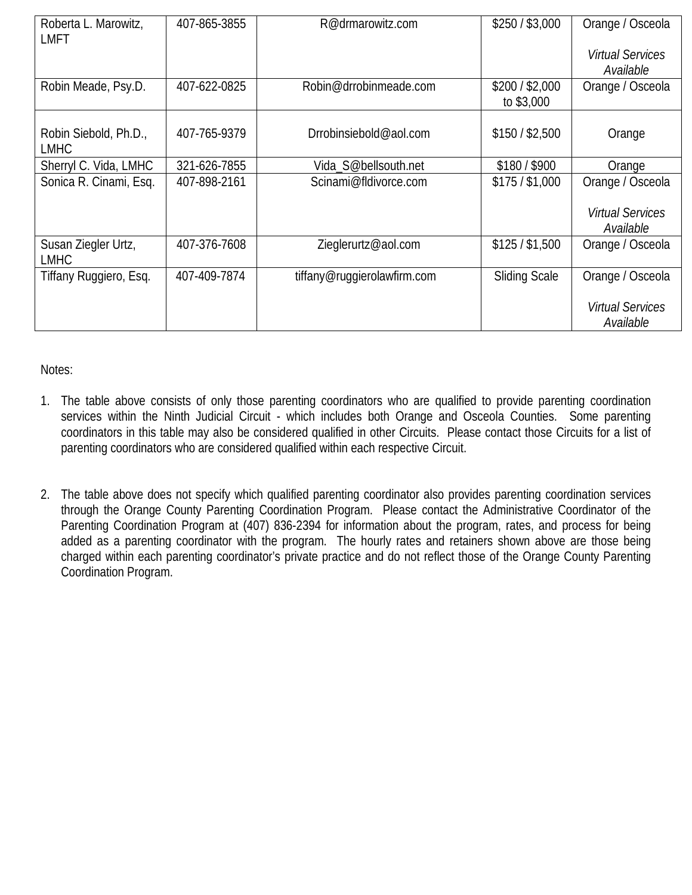| | | | | |
|---|---|---|---|---|
| Roberta L. Marowitz, LMFT | 407-865-3855 | R@drmarowitz.com | $250 / $3,000 | Orange / Osceola<br><br>*Virtual Services Available* |
| Robin Meade, Psy.D. | 407-622-0825 | Robin@drrobinmeade.com | $200 / $2,000 to $3,000 | Orange / Osceola |
| Robin Siebold, Ph.D., LMHC | 407-765-9379 | Drrobinsiebold@aol.com | $150 / $2,500 | Orange |
| Sherryl C. Vida, LMHC | 321-626-7855 | Vida_S@bellsouth.net | $180 / $900 | Orange |
| Sonica R. Cinami, Esq. | 407-898-2161 | Scinami@fldivorce.com | $175 / $1,000 | Orange / Osceola<br><br>*Virtual Services Available* |
| Susan Ziegler Urtz, LMHC | 407-376-7608 | Zieglerurtz@aol.com | $125 / $1,500 | Orange / Osceola |
| Tiffany Ruggiero, Esq. | 407-409-7874 | tiffany@ruggierolawfirm.com | Sliding Scale | Orange / Osceola<br><br>*Virtual Services Available* |

Notes:

1. The table above consists of only those parenting coordinators who are qualified to provide parenting coordination services within the Ninth Judicial Circuit - which includes both Orange and Osceola Counties. Some parenting coordinators in this table may also be considered qualified in other Circuits. Please contact those Circuits for a list of parenting coordinators who are considered qualified within each respective Circuit.

2. The table above does not specify which qualified parenting coordinator also provides parenting coordination services through the Orange County Parenting Coordination Program. Please contact the Administrative Coordinator of the Parenting Coordination Program at (407) 836-2394 for information about the program, rates, and process for being added as a parenting coordinator with the program. The hourly rates and retainers shown above are those being charged within each parenting coordinator's private practice and do not reflect those of the Orange County Parenting Coordination Program.